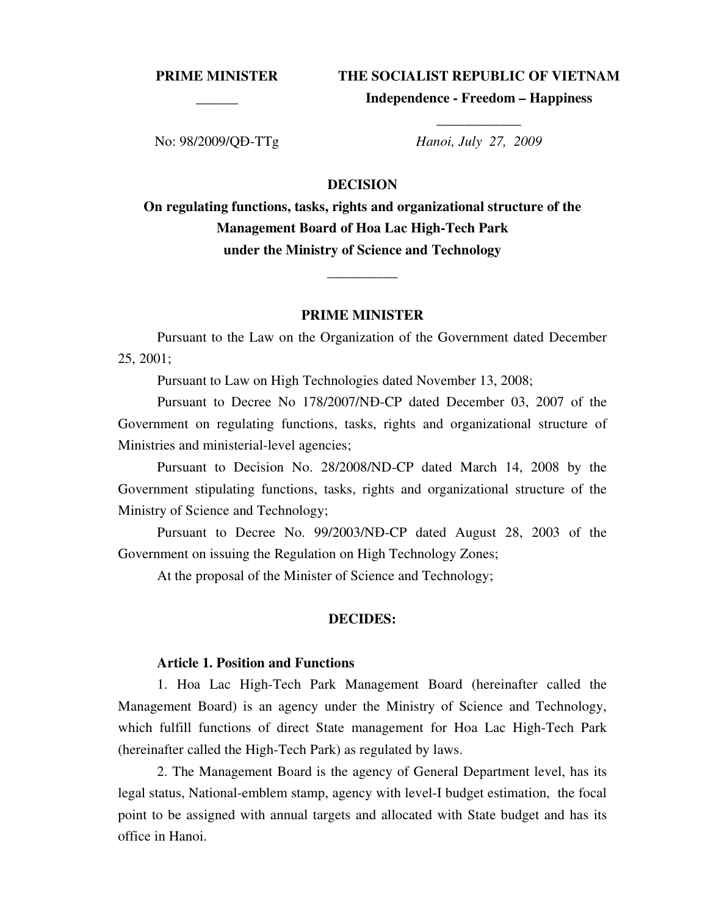**PRIME MINISTER**

\_\_\_\_\_\_

No: 98/2009/QĐ-TTg

**THE SOCIALIST REPUBLIC OF VIETNAM**

**Independence - Freedom – Happiness**

\_\_\_\_\_\_\_\_\_\_\_\_

*Hanoi, July 27, 2009*

# DECISION

## On regulating functions, tasks, rights and organizational structure of the Management Board of Hoa Lac High-Tech Park under the Ministry of Science and Technology

\_\_\_\_\_\_\_\_\_\_

## PRIME MINISTER

Pursuant to the Law on the Organization of the Government dated December 25, 2001;

Pursuant to Law on High Technologies dated November 13, 2008;

Pursuant to Decree No 178/2007/NĐ-CP dated December 03, 2007 of the Government on regulating functions, tasks, rights and organizational structure of Ministries and ministerial-level agencies;

Pursuant to Decision No. 28/2008/ND-CP dated March 14, 2008 by the Government stipulating functions, tasks, rights and organizational structure of the Ministry of Science and Technology;

Pursuant to Decree No. 99/2003/NĐ-CP dated August 28, 2003 of the Government on issuing the Regulation on High Technology Zones;

At the proposal of the Minister of Science and Technology;

## DECIDES:

### Article 1. Position and Functions

1. Hoa Lac High-Tech Park Management Board (hereinafter called the Management Board) is an agency under the Ministry of Science and Technology, which fulfill functions of direct State management for Hoa Lac High-Tech Park (hereinafter called the High-Tech Park) as regulated by laws.

2. The Management Board is the agency of General Department level, has its legal status, National-emblem stamp, agency with level-I budget estimation, the focal point to be assigned with annual targets and allocated with State budget and has its office in Hanoi.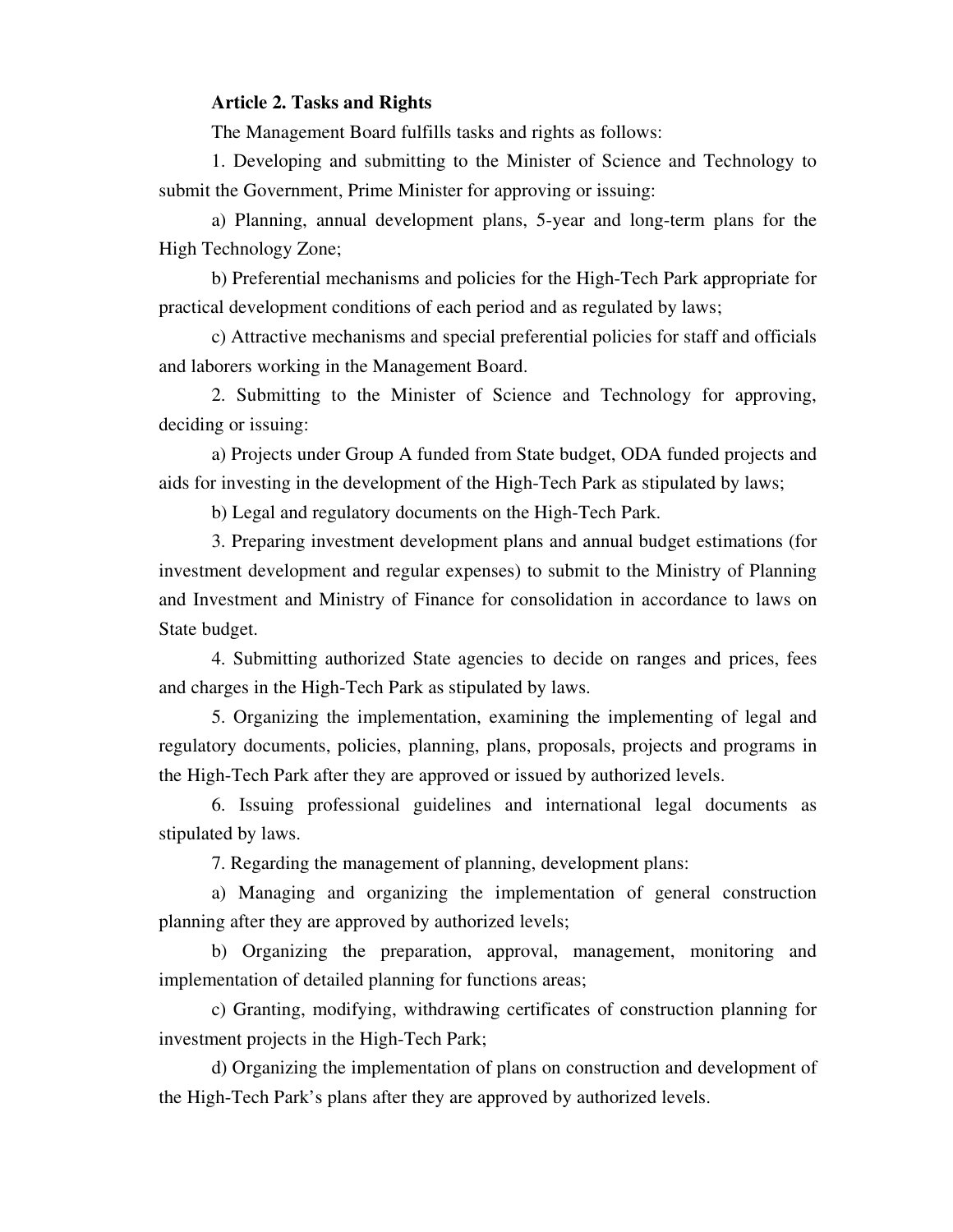**Article 2. Tasks and Rights**

The Management Board fulfills tasks and rights as follows:

1. Developing and submitting to the Minister of Science and Technology to submit the Government, Prime Minister for approving or issuing:

a) Planning, annual development plans, 5-year and long-term plans for the High Technology Zone;

b) Preferential mechanisms and policies for the High-Tech Park appropriate for practical development conditions of each period and as regulated by laws;

c) Attractive mechanisms and special preferential policies for staff and officials and laborers working in the Management Board.

2. Submitting to the Minister of Science and Technology for approving, deciding or issuing:

a) Projects under Group A funded from State budget, ODA funded projects and aids for investing in the development of the High-Tech Park as stipulated by laws;

b) Legal and regulatory documents on the High-Tech Park.

3. Preparing investment development plans and annual budget estimations (for investment development and regular expenses) to submit to the Ministry of Planning and Investment and Ministry of Finance for consolidation in accordance to laws on State budget.

4. Submitting authorized State agencies to decide on ranges and prices, fees and charges in the High-Tech Park as stipulated by laws.

5. Organizing the implementation, examining the implementing of legal and regulatory documents, policies, planning, plans, proposals, projects and programs in the High-Tech Park after they are approved or issued by authorized levels.

6. Issuing professional guidelines and international legal documents as stipulated by laws.

7. Regarding the management of planning, development plans:

a) Managing and organizing the implementation of general construction planning after they are approved by authorized levels;

b) Organizing the preparation, approval, management, monitoring and implementation of detailed planning for functions areas;

c) Granting, modifying, withdrawing certificates of construction planning for investment projects in the High-Tech Park;

d) Organizing the implementation of plans on construction and development of the High-Tech Park's plans after they are approved by authorized levels.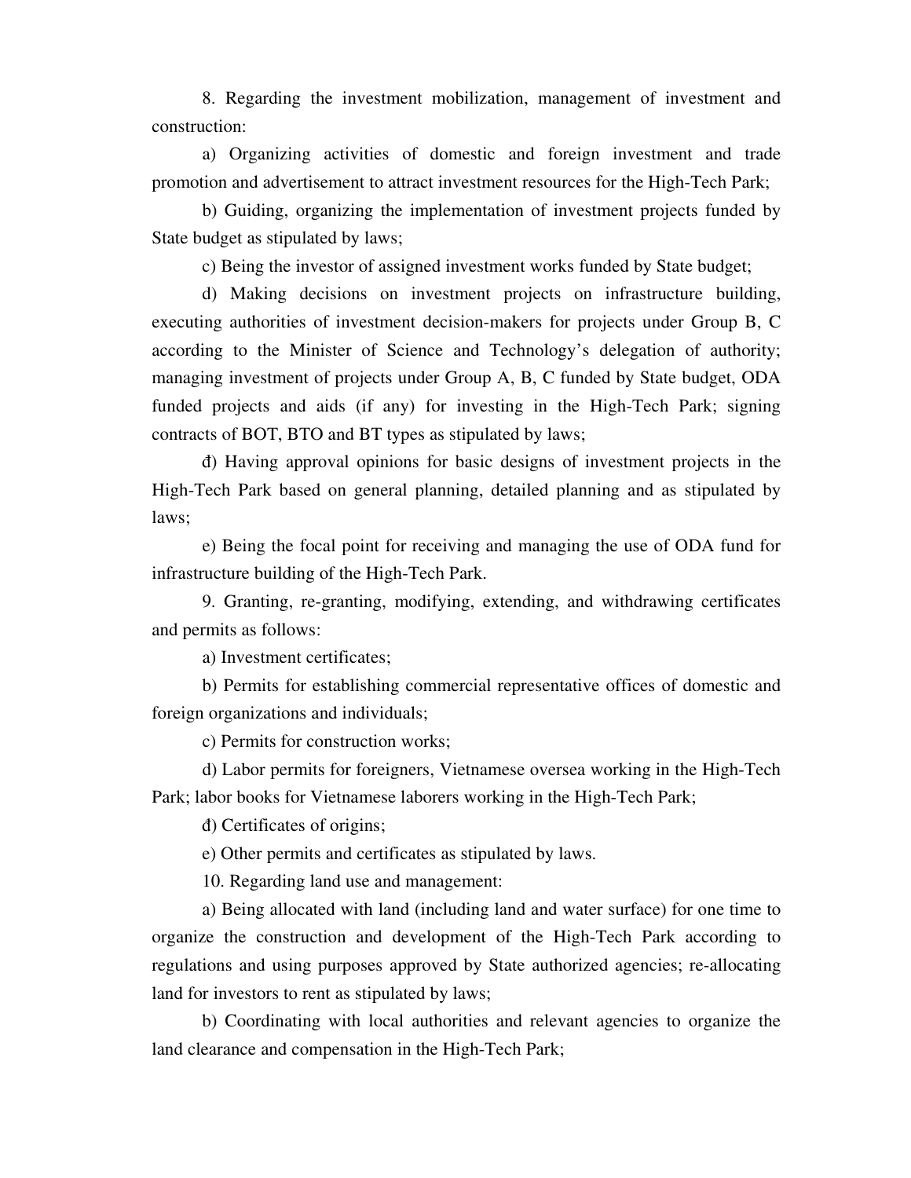8. Regarding the investment mobilization, management of investment and construction:

a) Organizing activities of domestic and foreign investment and trade promotion and advertisement to attract investment resources for the High-Tech Park;

b) Guiding, organizing the implementation of investment projects funded by State budget as stipulated by laws;

c) Being the investor of assigned investment works funded by State budget;

d) Making decisions on investment projects on infrastructure building, executing authorities of investment decision-makers for projects under Group B, C according to the Minister of Science and Technology's delegation of authority; managing investment of projects under Group A, B, C funded by State budget, ODA funded projects and aids (if any) for investing in the High-Tech Park; signing contracts of BOT, BTO and BT types as stipulated by laws;

đ) Having approval opinions for basic designs of investment projects in the High-Tech Park based on general planning, detailed planning and as stipulated by laws;

e) Being the focal point for receiving and managing the use of ODA fund for infrastructure building of the High-Tech Park.

9. Granting, re-granting, modifying, extending, and withdrawing certificates and permits as follows:

a) Investment certificates;

b) Permits for establishing commercial representative offices of domestic and foreign organizations and individuals;

c) Permits for construction works;

d) Labor permits for foreigners, Vietnamese oversea working in the High-Tech Park; labor books for Vietnamese laborers working in the High-Tech Park;

đ) Certificates of origins;

e) Other permits and certificates as stipulated by laws.

10. Regarding land use and management:

a) Being allocated with land (including land and water surface) for one time to organize the construction and development of the High-Tech Park according to regulations and using purposes approved by State authorized agencies; re-allocating land for investors to rent as stipulated by laws;

b) Coordinating with local authorities and relevant agencies to organize the land clearance and compensation in the High-Tech Park;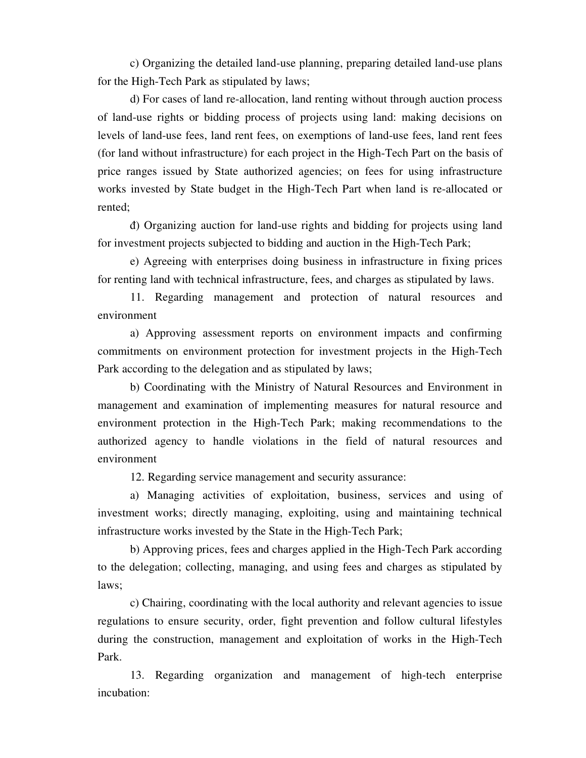c) Organizing the detailed land-use planning, preparing detailed land-use plans for the High-Tech Park as stipulated by laws;

d) For cases of land re-allocation, land renting without through auction process of land-use rights or bidding process of projects using land: making decisions on levels of land-use fees, land rent fees, on exemptions of land-use fees, land rent fees (for land without infrastructure) for each project in the High-Tech Part on the basis of price ranges issued by State authorized agencies; on fees for using infrastructure works invested by State budget in the High-Tech Part when land is re-allocated or rented;

đ) Organizing auction for land-use rights and bidding for projects using land for investment projects subjected to bidding and auction in the High-Tech Park;

e) Agreeing with enterprises doing business in infrastructure in fixing prices for renting land with technical infrastructure, fees, and charges as stipulated by laws.

11. Regarding management and protection of natural resources and environment

a) Approving assessment reports on environment impacts and confirming commitments on environment protection for investment projects in the High-Tech Park according to the delegation and as stipulated by laws;

b) Coordinating with the Ministry of Natural Resources and Environment in management and examination of implementing measures for natural resource and environment protection in the High-Tech Park; making recommendations to the authorized agency to handle violations in the field of natural resources and environment

12. Regarding service management and security assurance:

a) Managing activities of exploitation, business, services and using of investment works; directly managing, exploiting, using and maintaining technical infrastructure works invested by the State in the High-Tech Park;

b) Approving prices, fees and charges applied in the High-Tech Park according to the delegation; collecting, managing, and using fees and charges as stipulated by laws;

c) Chairing, coordinating with the local authority and relevant agencies to issue regulations to ensure security, order, fight prevention and follow cultural lifestyles during the construction, management and exploitation of works in the High-Tech Park.

13. Regarding organization and management of high-tech enterprise incubation: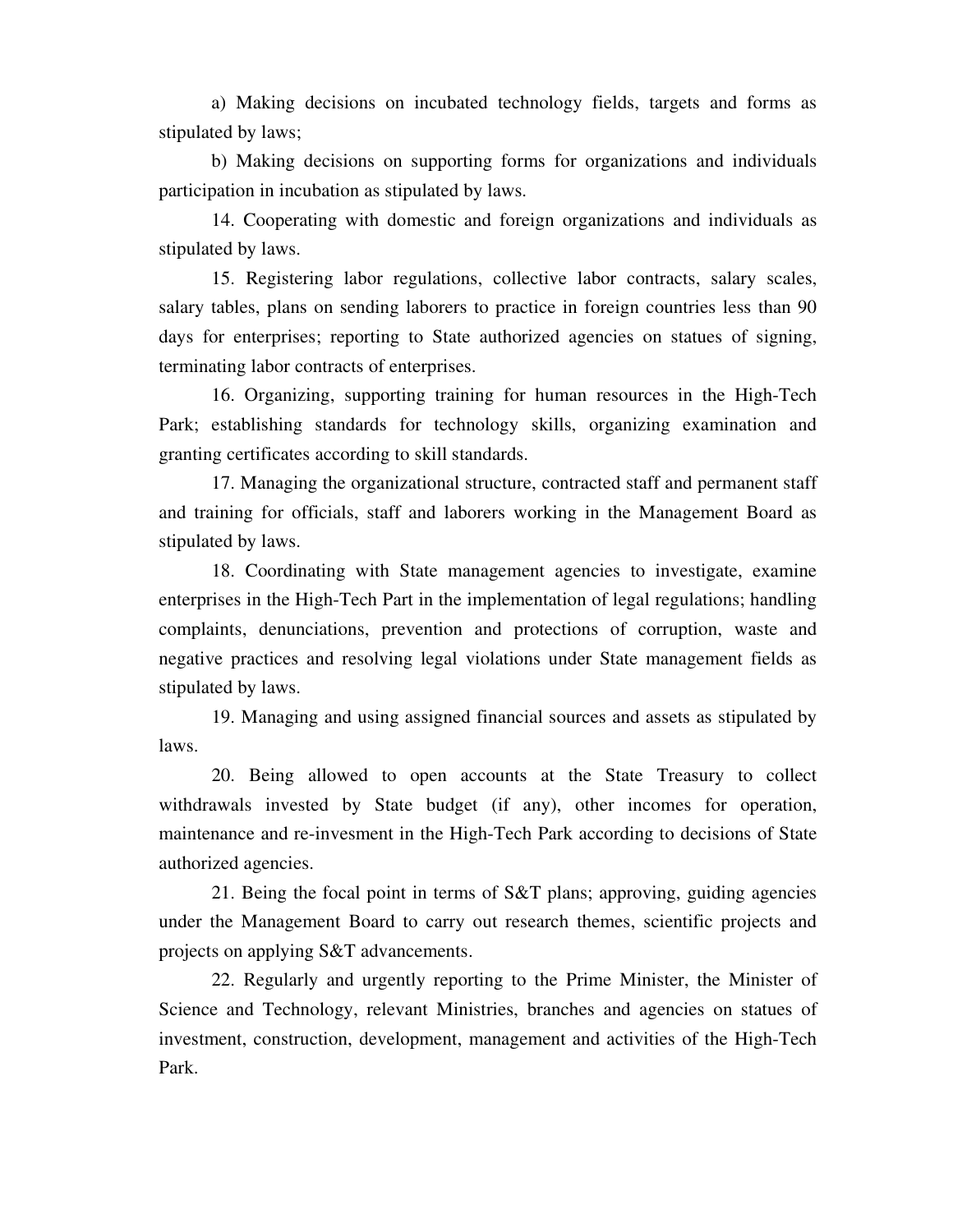a) Making decisions on incubated technology fields, targets and forms as stipulated by laws;

b) Making decisions on supporting forms for organizations and individuals participation in incubation as stipulated by laws.

14. Cooperating with domestic and foreign organizations and individuals as stipulated by laws.

15. Registering labor regulations, collective labor contracts, salary scales, salary tables, plans on sending laborers to practice in foreign countries less than 90 days for enterprises; reporting to State authorized agencies on statues of signing, terminating labor contracts of enterprises.

16. Organizing, supporting training for human resources in the High-Tech Park; establishing standards for technology skills, organizing examination and granting certificates according to skill standards.

17. Managing the organizational structure, contracted staff and permanent staff and training for officials, staff and laborers working in the Management Board as stipulated by laws.

18. Coordinating with State management agencies to investigate, examine enterprises in the High-Tech Part in the implementation of legal regulations; handling complaints, denunciations, prevention and protections of corruption, waste and negative practices and resolving legal violations under State management fields as stipulated by laws.

19. Managing and using assigned financial sources and assets as stipulated by laws.

20. Being allowed to open accounts at the State Treasury to collect withdrawals invested by State budget (if any), other incomes for operation, maintenance and re-invesment in the High-Tech Park according to decisions of State authorized agencies.

21. Being the focal point in terms of S&T plans; approving, guiding agencies under the Management Board to carry out research themes, scientific projects and projects on applying S&T advancements.

22. Regularly and urgently reporting to the Prime Minister, the Minister of Science and Technology, relevant Ministries, branches and agencies on statues of investment, construction, development, management and activities of the High-Tech Park.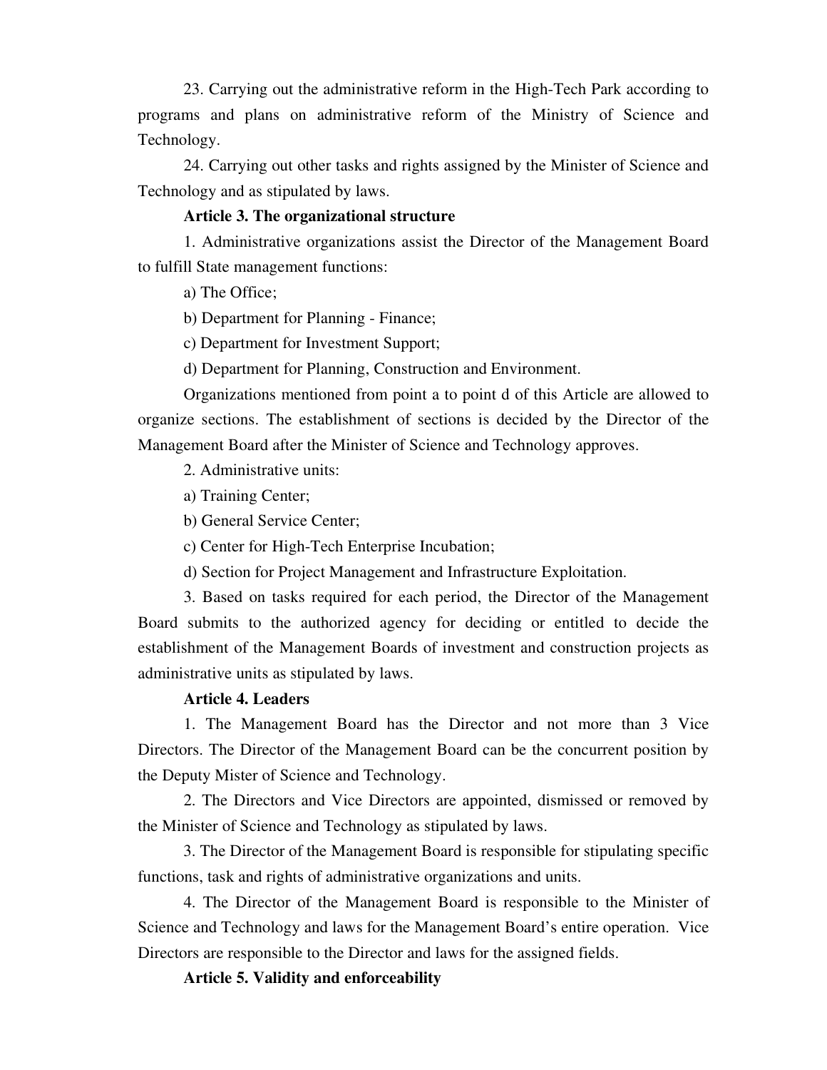23. Carrying out the administrative reform in the High-Tech Park according to programs and plans on administrative reform of the Ministry of Science and Technology.

24. Carrying out other tasks and rights assigned by the Minister of Science and Technology and as stipulated by laws.

**Article 3. The organizational structure**

1. Administrative organizations assist the Director of the Management Board to fulfill State management functions:

a) The Office;

b) Department for Planning - Finance;

c) Department for Investment Support;

d) Department for Planning, Construction and Environment.

Organizations mentioned from point a to point d of this Article are allowed to organize sections. The establishment of sections is decided by the Director of the Management Board after the Minister of Science and Technology approves.

2. Administrative units:

a) Training Center;

b) General Service Center;

c) Center for High-Tech Enterprise Incubation;

d) Section for Project Management and Infrastructure Exploitation.

3. Based on tasks required for each period, the Director of the Management Board submits to the authorized agency for deciding or entitled to decide the establishment of the Management Boards of investment and construction projects as administrative units as stipulated by laws.

**Article 4. Leaders**

1. The Management Board has the Director and not more than 3 Vice Directors. The Director of the Management Board can be the concurrent position by the Deputy Mister of Science and Technology.

2. The Directors and Vice Directors are appointed, dismissed or removed by the Minister of Science and Technology as stipulated by laws.

3. The Director of the Management Board is responsible for stipulating specific functions, task and rights of administrative organizations and units.

4. The Director of the Management Board is responsible to the Minister of Science and Technology and laws for the Management Board's entire operation. Vice Directors are responsible to the Director and laws for the assigned fields.

**Article 5. Validity and enforceability**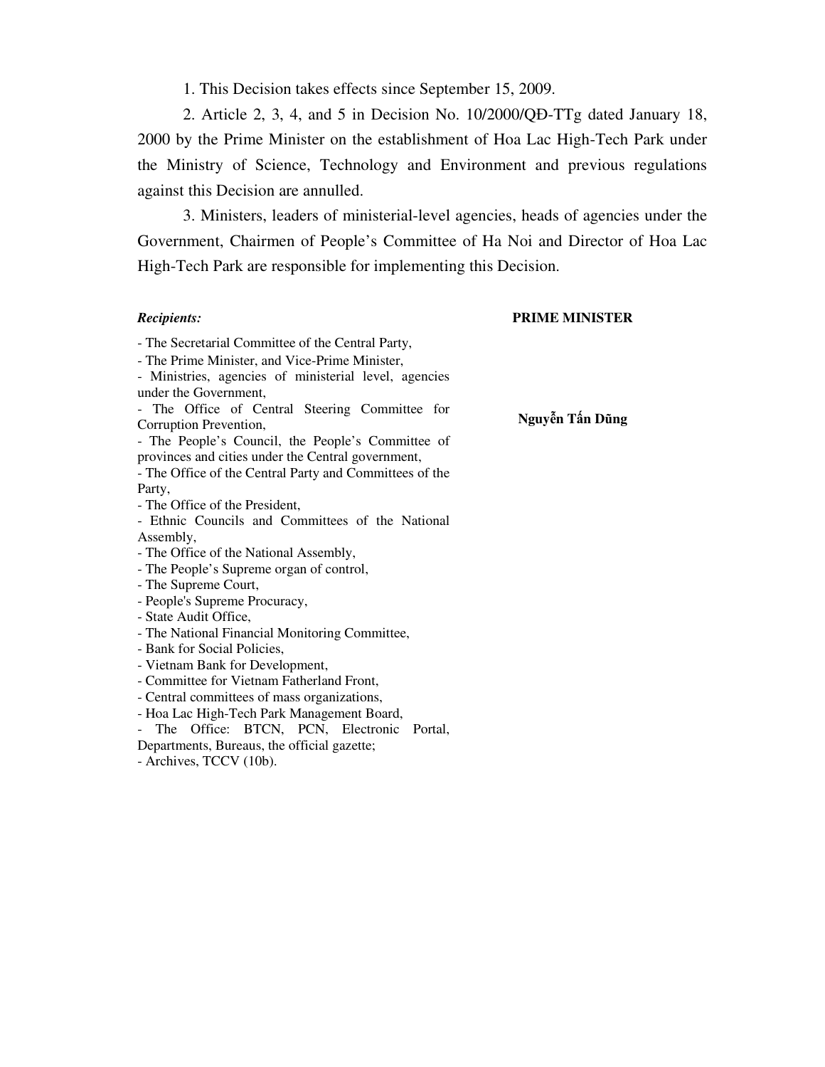1. This Decision takes effects since September 15, 2009.

2. Article 2, 3, 4, and 5 in Decision No. 10/2000/QĐ-TTg dated January 18, 2000 by the Prime Minister on the establishment of Hoa Lac High-Tech Park under the Ministry of Science, Technology and Environment and previous regulations against this Decision are annulled.

3. Ministers, leaders of ministerial-level agencies, heads of agencies under the Government, Chairmen of People's Committee of Ha Noi and Director of Hoa Lac High-Tech Park are responsible for implementing this Decision.

**PRIME MINISTER**

**Nguyễn Tấn Dũng**

***Recipients:***

- The Secretarial Committee of the Central Party,
- The Prime Minister, and Vice-Prime Minister,
- Ministries, agencies of ministerial level, agencies under the Government,
- The Office of Central Steering Committee for Corruption Prevention,
- The People's Council, the People's Committee of provinces and cities under the Central government,
- The Office of the Central Party and Committees of the Party,
- The Office of the President,
- Ethnic Councils and Committees of the National Assembly,
- The Office of the National Assembly,
- The People's Supreme organ of control,
- The Supreme Court,
- People's Supreme Procuracy,
- State Audit Office,
- The National Financial Monitoring Committee,
- Bank for Social Policies,
- Vietnam Bank for Development,
- Committee for Vietnam Fatherland Front,
- Central committees of mass organizations,
- Hoa Lac High-Tech Park Management Board,
- The Office: BTCN, PCN, Electronic Portal, Departments, Bureaus, the official gazette;
- Archives, TCCV (10b).